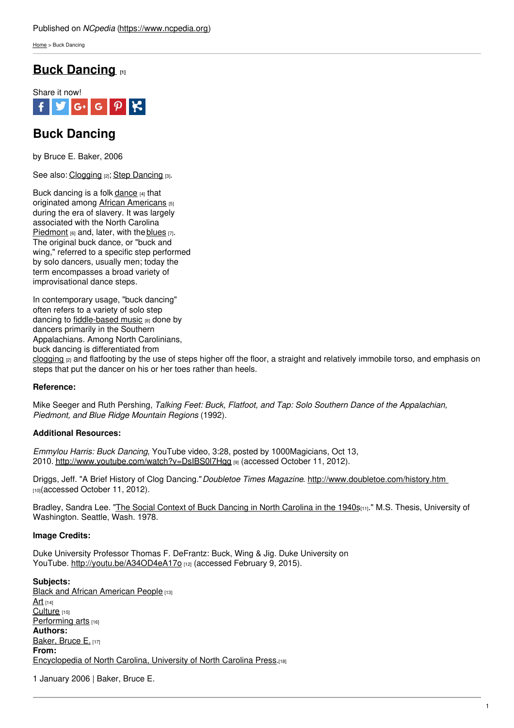Published on *NCpedia* (https://www.ncpedia.org)

Home > Buck Dancing

# Buck Dancing [1]

Share it now!

## Buck Dancing

by Bruce E. Baker, 2006

See also: Clogging [2]; Step Dancing [3].

Buck dancing is a folk dance [4] that originated among African Americans [5] during the era of slavery. It was largely associated with the North Carolina Piedmont [6] and, later, with the blues [7]. The original buck dance, or "buck and wing," referred to a specific step performed by solo dancers, usually men; today the term encompasses a broad variety of improvisational dance steps.

In contemporary usage, "buck dancing" often refers to a variety of solo step dancing to fiddle-based music [8] done by dancers primarily in the Southern Appalachians. Among North Carolinians, buck dancing is differentiated from clogging [2] and flatfooting by the use of steps higher off the floor, a straight and relatively immobile torso, and emphasis on steps that put the dancer on his or her toes rather than heels.

**Reference:**

Mike Seeger and Ruth Pershing, *Talking Feet: Buck, Flatfoot, and Tap: Solo Southern Dance of the Appalachian, Piedmont, and Blue Ridge Mountain Regions* (1992).

**Additional Resources:**

*Emmylou Harris: Buck Dancing*, YouTube video, 3:28, posted by 1000Magicians, Oct 13, 2010. http://www.youtube.com/watch?v=DsIBS0l7Hqg [9] (accessed October 11, 2012).

Driggs, Jeff. "A Brief History of Clog Dancing." *Doubletoe Times Magazine*. http://www.doubletoe.com/history.htm [10](accessed October 11, 2012).

Bradley, Sandra Lee. "The Social Context of Buck Dancing in North Carolina in the 1940s[11]." M.S. Thesis, University of Washington. Seattle, Wash. 1978.

**Image Credits:**

Duke University Professor Thomas F. DeFrantz: Buck, Wing & Jig. Duke University on YouTube. http://youtu.be/A34OD4eA17o [12] (accessed February 9, 2015).

**Subjects:**
Black and African American People [13]
Art [14]
Culture [15]
Performing arts [16]
**Authors:**
Baker, Bruce E. [17]
**From:**
Encyclopedia of North Carolina, University of North Carolina Press.[18]

1 January 2006 | Baker, Bruce E.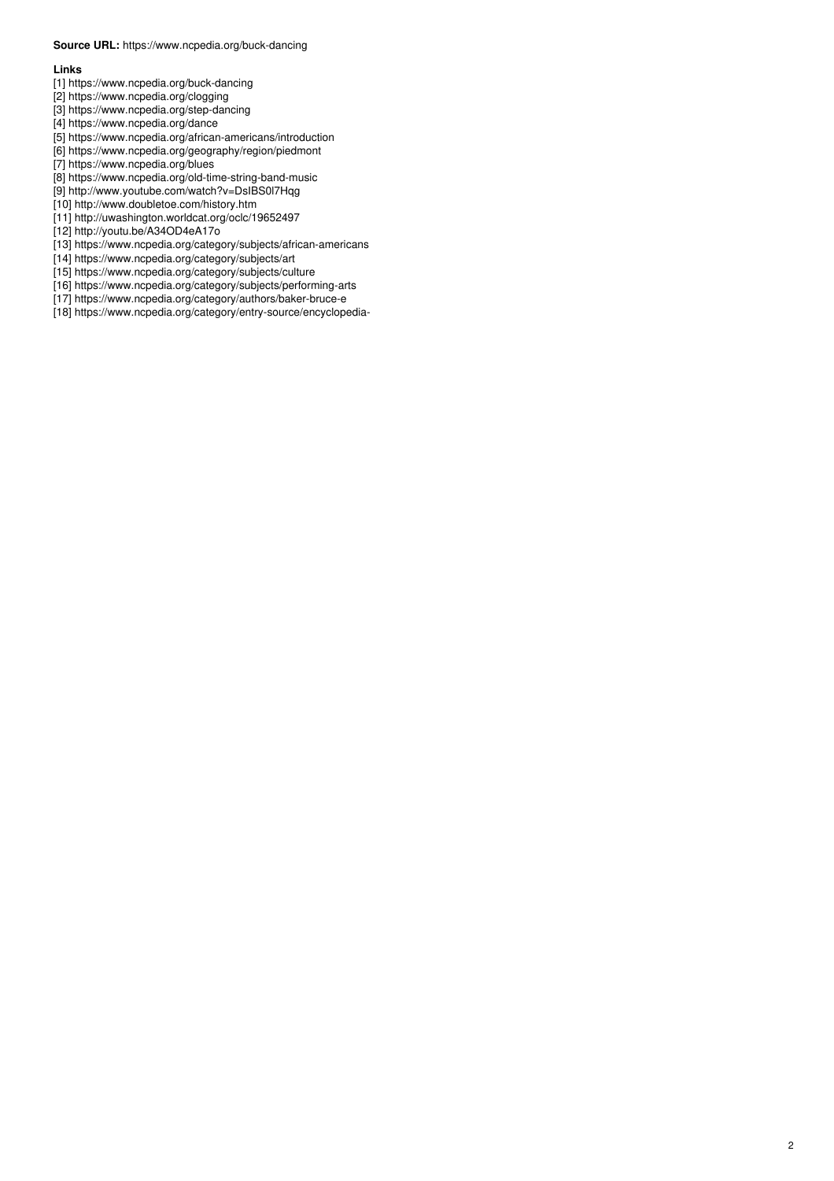**Source URL:** https://www.ncpedia.org/buck-dancing

**Links**

[1] https://www.ncpedia.org/buck-dancing
[2] https://www.ncpedia.org/clogging
[3] https://www.ncpedia.org/step-dancing
[4] https://www.ncpedia.org/dance
[5] https://www.ncpedia.org/african-americans/introduction
[6] https://www.ncpedia.org/geography/region/piedmont
[7] https://www.ncpedia.org/blues
[8] https://www.ncpedia.org/old-time-string-band-music
[9] http://www.youtube.com/watch?v=DsIBS0l7Hqg
[10] http://www.doubletoe.com/history.htm
[11] http://uwashington.worldcat.org/oclc/19652497
[12] http://youtu.be/A34OD4eA17o
[13] https://www.ncpedia.org/category/subjects/african-americans
[14] https://www.ncpedia.org/category/subjects/art
[15] https://www.ncpedia.org/category/subjects/culture
[16] https://www.ncpedia.org/category/subjects/performing-arts
[17] https://www.ncpedia.org/category/authors/baker-bruce-e
[18] https://www.ncpedia.org/category/entry-source/encyclopedia-